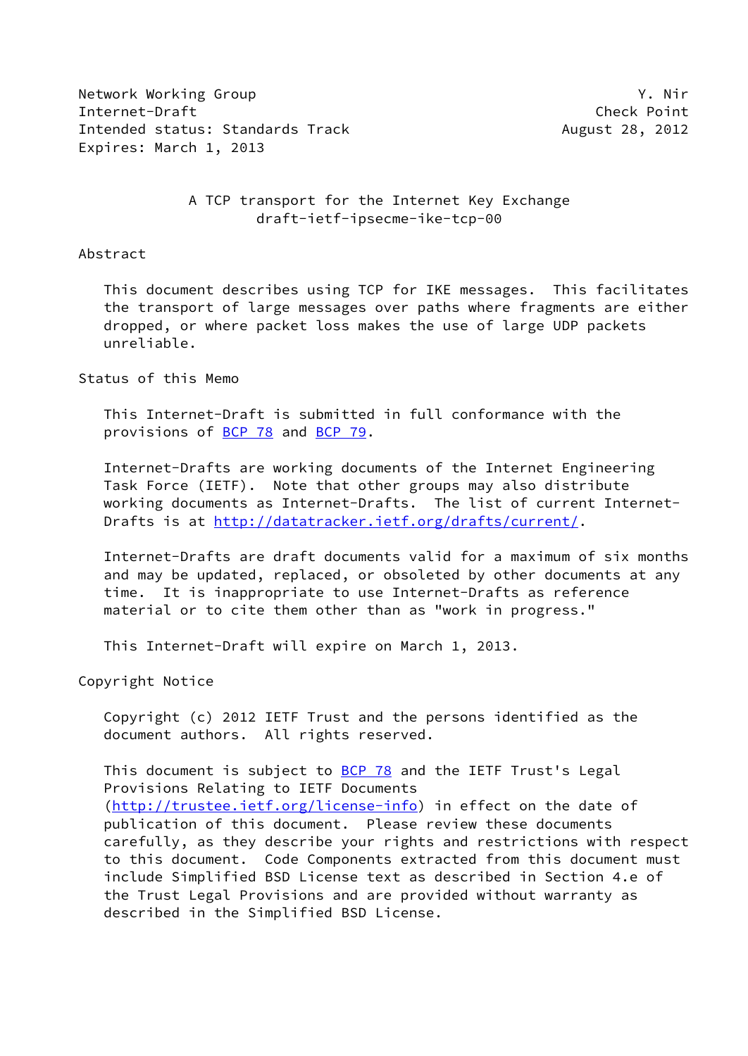Network Working Group — Y. Nir
Internet-Draft — Check Point
Intended status: Standards Track — August 28, 2012
Expires: March 1, 2013

# A TCP transport for the Internet Key Exchange
## draft-ietf-ipsecme-ike-tcp-00

## Abstract

This document describes using TCP for IKE messages. This facilitates the transport of large messages over paths where fragments are either dropped, or where packet loss makes the use of large UDP packets unreliable.

## Status of this Memo

This Internet-Draft is submitted in full conformance with the provisions of BCP 78 and BCP 79.

Internet-Drafts are working documents of the Internet Engineering Task Force (IETF). Note that other groups may also distribute working documents as Internet-Drafts. The list of current Internet-Drafts is at http://datatracker.ietf.org/drafts/current/.

Internet-Drafts are draft documents valid for a maximum of six months and may be updated, replaced, or obsoleted by other documents at any time. It is inappropriate to use Internet-Drafts as reference material or to cite them other than as "work in progress."

This Internet-Draft will expire on March 1, 2013.

## Copyright Notice

Copyright (c) 2012 IETF Trust and the persons identified as the document authors. All rights reserved.

This document is subject to BCP 78 and the IETF Trust's Legal Provisions Relating to IETF Documents (http://trustee.ietf.org/license-info) in effect on the date of publication of this document. Please review these documents carefully, as they describe your rights and restrictions with respect to this document. Code Components extracted from this document must include Simplified BSD License text as described in Section 4.e of the Trust Legal Provisions and are provided without warranty as described in the Simplified BSD License.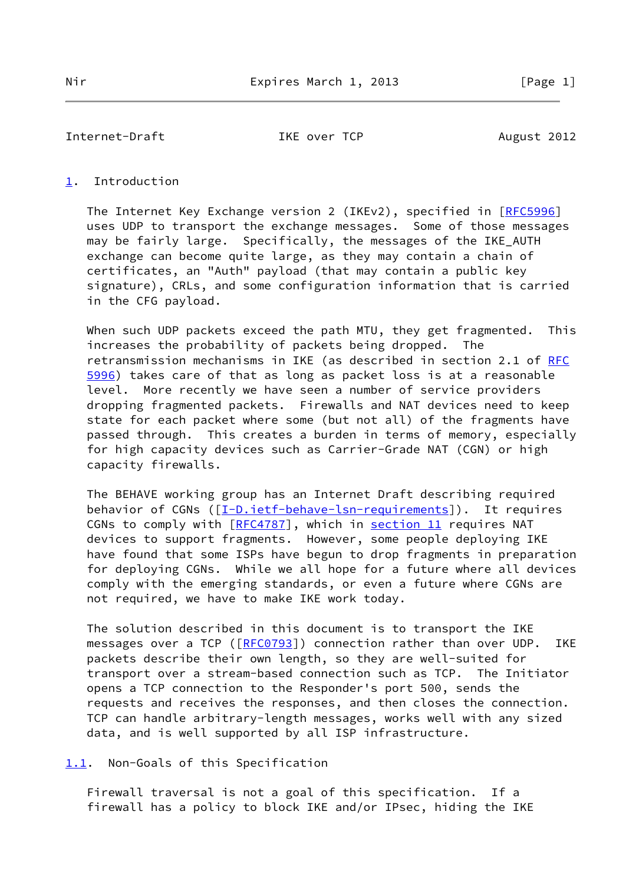## 1. Introduction

The Internet Key Exchange version 2 (IKEv2), specified in [RFC5996] uses UDP to transport the exchange messages. Some of those messages may be fairly large. Specifically, the messages of the IKE_AUTH exchange can become quite large, as they may contain a chain of certificates, an "Auth" payload (that may contain a public key signature), CRLs, and some configuration information that is carried in the CFG payload.

When such UDP packets exceed the path MTU, they get fragmented. This increases the probability of packets being dropped. The retransmission mechanisms in IKE (as described in section 2.1 of RFC 5996) takes care of that as long as packet loss is at a reasonable level. More recently we have seen a number of service providers dropping fragmented packets. Firewalls and NAT devices need to keep state for each packet where some (but not all) of the fragments have passed through. This creates a burden in terms of memory, especially for high capacity devices such as Carrier-Grade NAT (CGN) or high capacity firewalls.

The BEHAVE working group has an Internet Draft describing required behavior of CGNs ([I-D.ietf-behave-lsn-requirements]). It requires CGNs to comply with [RFC4787], which in section 11 requires NAT devices to support fragments. However, some people deploying IKE have found that some ISPs have begun to drop fragments in preparation for deploying CGNs. While we all hope for a future where all devices comply with the emerging standards, or even a future where CGNs are not required, we have to make IKE work today.

The solution described in this document is to transport the IKE messages over a TCP ([RFC0793]) connection rather than over UDP. IKE packets describe their own length, so they are well-suited for transport over a stream-based connection such as TCP. The Initiator opens a TCP connection to the Responder's port 500, sends the requests and receives the responses, and then closes the connection. TCP can handle arbitrary-length messages, works well with any sized data, and is well supported by all ISP infrastructure.

### 1.1. Non-Goals of this Specification

Firewall traversal is not a goal of this specification. If a firewall has a policy to block IKE and/or IPsec, hiding the IKE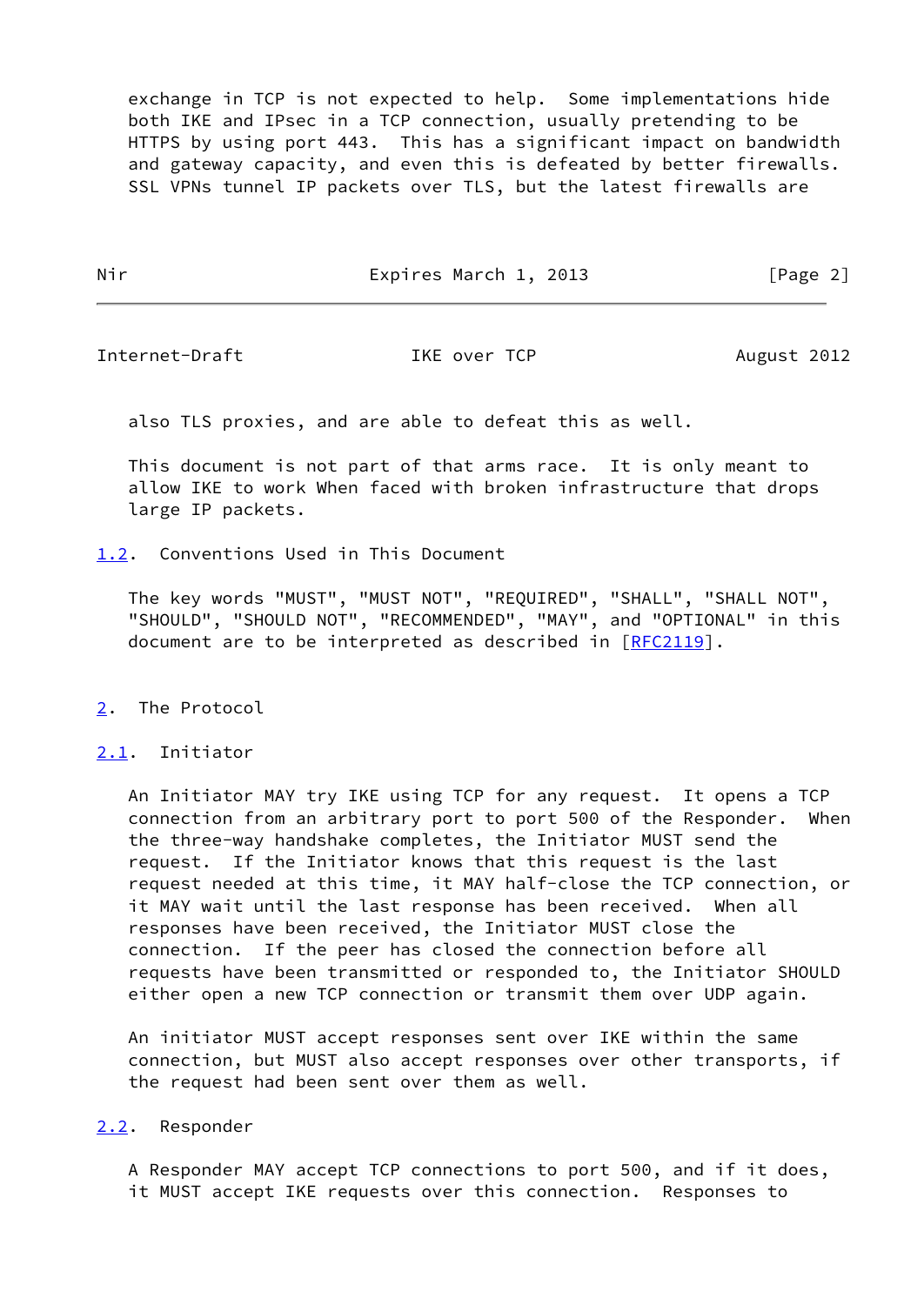exchange in TCP is not expected to help. Some implementations hide both IKE and IPsec in a TCP connection, usually pretending to be HTTPS by using port 443. This has a significant impact on bandwidth and gateway capacity, and even this is defeated by better firewalls. SSL VPNs tunnel IP packets over TLS, but the latest firewalls are also TLS proxies, and are able to defeat this as well.

This document is not part of that arms race. It is only meant to allow IKE to work When faced with broken infrastructure that drops large IP packets.

### 1.2. Conventions Used in This Document

The key words "MUST", "MUST NOT", "REQUIRED", "SHALL", "SHALL NOT", "SHOULD", "SHOULD NOT", "RECOMMENDED", "MAY", and "OPTIONAL" in this document are to be interpreted as described in [RFC2119].

## 2. The Protocol

### 2.1. Initiator

An Initiator MAY try IKE using TCP for any request. It opens a TCP connection from an arbitrary port to port 500 of the Responder. When the three-way handshake completes, the Initiator MUST send the request. If the Initiator knows that this request is the last request needed at this time, it MAY half-close the TCP connection, or it MAY wait until the last response has been received. When all responses have been received, the Initiator MUST close the connection. If the peer has closed the connection before all requests have been transmitted or responded to, the Initiator SHOULD either open a new TCP connection or transmit them over UDP again.

An initiator MUST accept responses sent over IKE within the same connection, but MUST also accept responses over other transports, if the request had been sent over them as well.

### 2.2. Responder

A Responder MAY accept TCP connections to port 500, and if it does, it MUST accept IKE requests over this connection. Responses to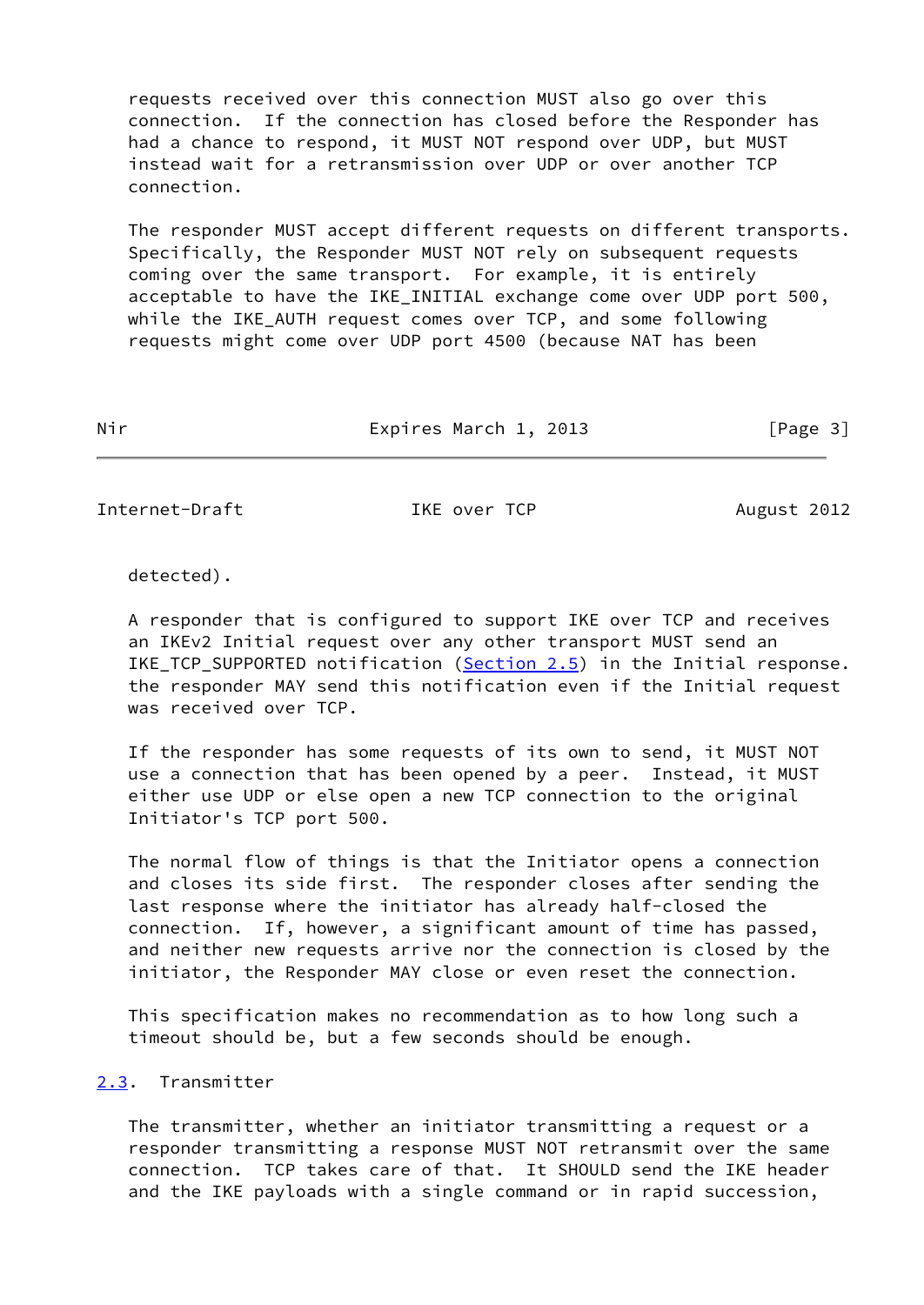requests received over this connection MUST also go over this connection. If the connection has closed before the Responder has had a chance to respond, it MUST NOT respond over UDP, but MUST instead wait for a retransmission over UDP or over another TCP connection.

The responder MUST accept different requests on different transports. Specifically, the Responder MUST NOT rely on subsequent requests coming over the same transport. For example, it is entirely acceptable to have the IKE_INITIAL exchange come over UDP port 500, while the IKE_AUTH request comes over TCP, and some following requests might come over UDP port 4500 (because NAT has been detected).

A responder that is configured to support IKE over TCP and receives an IKEv2 Initial request over any other transport MUST send an IKE_TCP_SUPPORTED notification (Section 2.5) in the Initial response. the responder MAY send this notification even if the Initial request was received over TCP.

If the responder has some requests of its own to send, it MUST NOT use a connection that has been opened by a peer. Instead, it MUST either use UDP or else open a new TCP connection to the original Initiator's TCP port 500.

The normal flow of things is that the Initiator opens a connection and closes its side first. The responder closes after sending the last response where the initiator has already half-closed the connection. If, however, a significant amount of time has passed, and neither new requests arrive nor the connection is closed by the initiator, the Responder MAY close or even reset the connection.

This specification makes no recommendation as to how long such a timeout should be, but a few seconds should be enough.

## 2.3. Transmitter

The transmitter, whether an initiator transmitting a request or a responder transmitting a response MUST NOT retransmit over the same connection. TCP takes care of that. It SHOULD send the IKE header and the IKE payloads with a single command or in rapid succession,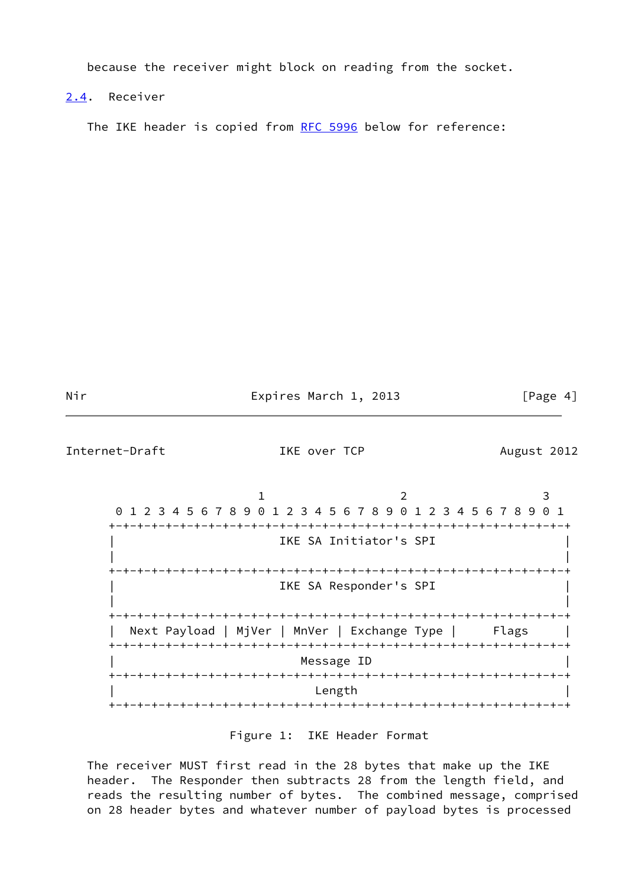because the receiver might block on reading from the socket.

## 2.4. Receiver

The IKE header is copied from RFC 5996 below for reference:

```
                        1                   2                   3
    0 1 2 3 4 5 6 7 8 9 0 1 2 3 4 5 6 7 8 9 0 1 2 3 4 5 6 7 8 9 0 1
   +-+-+-+-+-+-+-+-+-+-+-+-+-+-+-+-+-+-+-+-+-+-+-+-+-+-+-+-+-+-+-+-+
   |                       IKE SA Initiator's SPI                  |
   |                                                               |
   +-+-+-+-+-+-+-+-+-+-+-+-+-+-+-+-+-+-+-+-+-+-+-+-+-+-+-+-+-+-+-+-+
   |                       IKE SA Responder's SPI                  |
   |                                                               |
   +-+-+-+-+-+-+-+-+-+-+-+-+-+-+-+-+-+-+-+-+-+-+-+-+-+-+-+-+-+-+-+-+
   |  Next Payload | MjVer | MnVer | Exchange Type |     Flags     |
   +-+-+-+-+-+-+-+-+-+-+-+-+-+-+-+-+-+-+-+-+-+-+-+-+-+-+-+-+-+-+-+-+
   |                          Message ID                           |
   +-+-+-+-+-+-+-+-+-+-+-+-+-+-+-+-+-+-+-+-+-+-+-+-+-+-+-+-+-+-+-+-+
   |                            Length                             |
   +-+-+-+-+-+-+-+-+-+-+-+-+-+-+-+-+-+-+-+-+-+-+-+-+-+-+-+-+-+-+-+-+
```

Figure 1: IKE Header Format

The receiver MUST first read in the 28 bytes that make up the IKE header. The Responder then subtracts 28 from the length field, and reads the resulting number of bytes. The combined message, comprised on 28 header bytes and whatever number of payload bytes is processed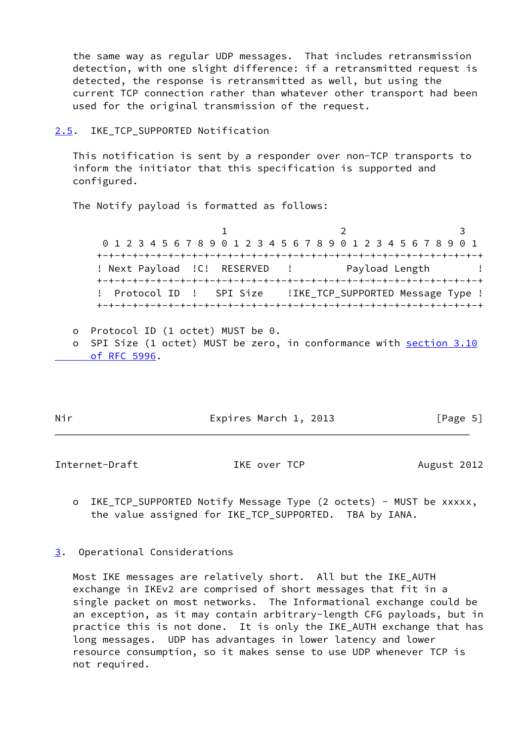the same way as regular UDP messages. That includes retransmission detection, with one slight difference: if a retransmitted request is detected, the response is retransmitted as well, but using the current TCP connection rather than whatever other transport had been used for the original transmission of the request.

## 2.5. IKE_TCP_SUPPORTED Notification

This notification is sent by a responder over non-TCP transports to inform the initiator that this specification is supported and configured.

The Notify payload is formatted as follows:

```
                     1                   2                   3
 0 1 2 3 4 5 6 7 8 9 0 1 2 3 4 5 6 7 8 9 0 1 2 3 4 5 6 7 8 9 0 1
+-+-+-+-+-+-+-+-+-+-+-+-+-+-+-+-+-+-+-+-+-+-+-+-+-+-+-+-+-+-+-+-+
! Next Payload  !C!  RESERVED   !         Payload Length        !
+-+-+-+-+-+-+-+-+-+-+-+-+-+-+-+-+-+-+-+-+-+-+-+-+-+-+-+-+-+-+-+-+
!  Protocol ID  !   SPI Size    !IKE_TCP_SUPPORTED Message Type !
+-+-+-+-+-+-+-+-+-+-+-+-+-+-+-+-+-+-+-+-+-+-+-+-+-+-+-+-+-+-+-+-+
```

- Protocol ID (1 octet) MUST be 0.
- SPI Size (1 octet) MUST be zero, in conformance with section 3.10 of RFC 5996.
- IKE_TCP_SUPPORTED Notify Message Type (2 octets) - MUST be xxxxx, the value assigned for IKE_TCP_SUPPORTED. TBA by IANA.

## 3. Operational Considerations

Most IKE messages are relatively short. All but the IKE_AUTH exchange in IKEv2 are comprised of short messages that fit in a single packet on most networks. The Informational exchange could be an exception, as it may contain arbitrary-length CFG payloads, but in practice this is not done. It is only the IKE_AUTH exchange that has long messages. UDP has advantages in lower latency and lower resource consumption, so it makes sense to use UDP whenever TCP is not required.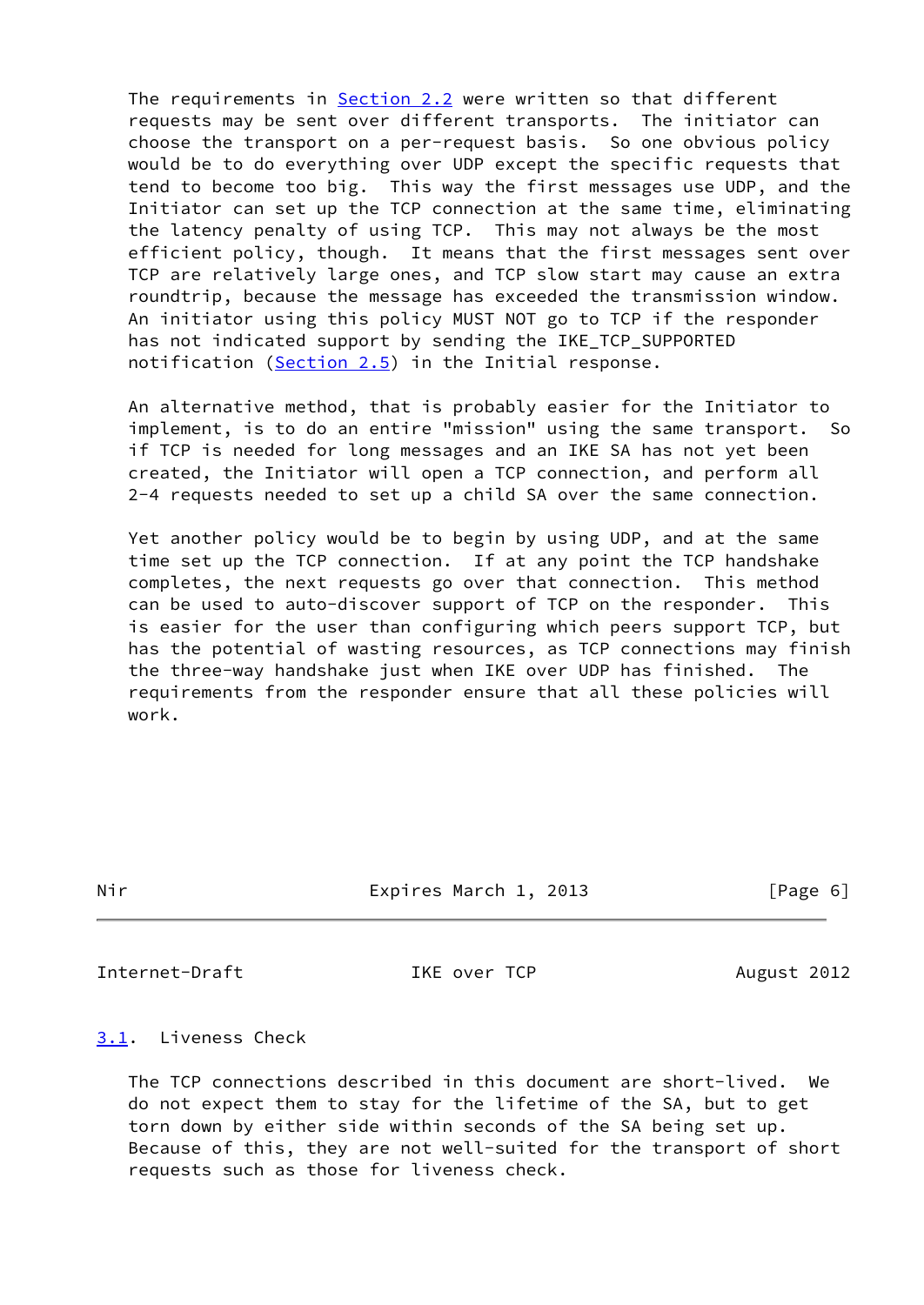The requirements in Section 2.2 were written so that different requests may be sent over different transports. The initiator can choose the transport on a per-request basis. So one obvious policy would be to do everything over UDP except the specific requests that tend to become too big. This way the first messages use UDP, and the Initiator can set up the TCP connection at the same time, eliminating the latency penalty of using TCP. This may not always be the most efficient policy, though. It means that the first messages sent over TCP are relatively large ones, and TCP slow start may cause an extra roundtrip, because the message has exceeded the transmission window. An initiator using this policy MUST NOT go to TCP if the responder has not indicated support by sending the IKE_TCP_SUPPORTED notification (Section 2.5) in the Initial response.

An alternative method, that is probably easier for the Initiator to implement, is to do an entire "mission" using the same transport. So if TCP is needed for long messages and an IKE SA has not yet been created, the Initiator will open a TCP connection, and perform all 2-4 requests needed to set up a child SA over the same connection.

Yet another policy would be to begin by using UDP, and at the same time set up the TCP connection. If at any point the TCP handshake completes, the next requests go over that connection. This method can be used to auto-discover support of TCP on the responder. This is easier for the user than configuring which peers support TCP, but has the potential of wasting resources, as TCP connections may finish the three-way handshake just when IKE over UDP has finished. The requirements from the responder ensure that all these policies will work.

### 3.1. Liveness Check

The TCP connections described in this document are short-lived. We do not expect them to stay for the lifetime of the SA, but to get torn down by either side within seconds of the SA being set up. Because of this, they are not well-suited for the transport of short requests such as those for liveness check.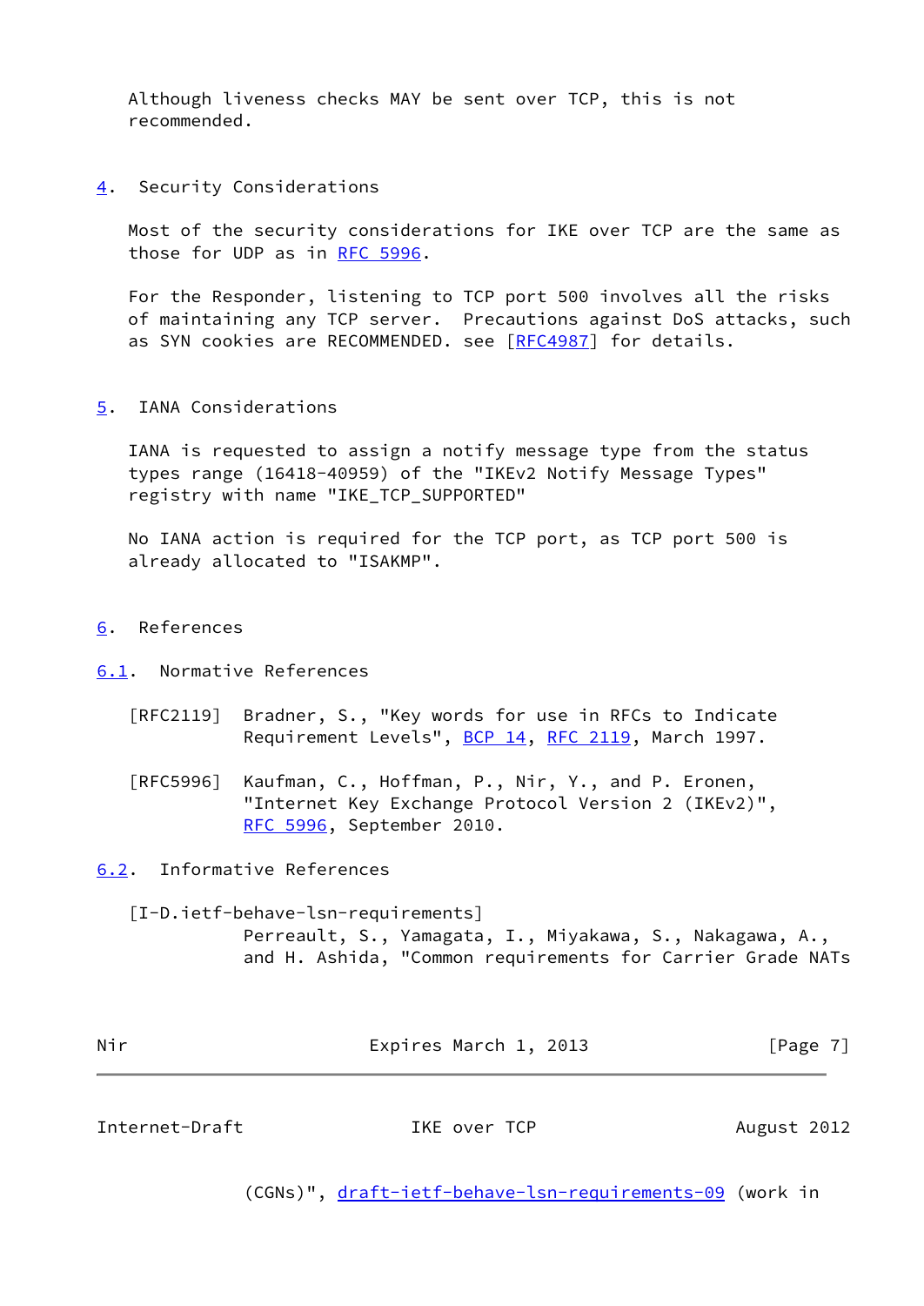Although liveness checks MAY be sent over TCP, this is not recommended.

## 4. Security Considerations

Most of the security considerations for IKE over TCP are the same as those for UDP as in RFC 5996.

For the Responder, listening to TCP port 500 involves all the risks of maintaining any TCP server. Precautions against DoS attacks, such as SYN cookies are RECOMMENDED. see [RFC4987] for details.

## 5. IANA Considerations

IANA is requested to assign a notify message type from the status types range (16418-40959) of the "IKEv2 Notify Message Types" registry with name "IKE_TCP_SUPPORTED"

No IANA action is required for the TCP port, as TCP port 500 is already allocated to "ISAKMP".

## 6. References

### 6.1. Normative References

[RFC2119] Bradner, S., "Key words for use in RFCs to Indicate Requirement Levels", BCP 14, RFC 2119, March 1997.

[RFC5996] Kaufman, C., Hoffman, P., Nir, Y., and P. Eronen, "Internet Key Exchange Protocol Version 2 (IKEv2)", RFC 5996, September 2010.

### 6.2. Informative References

[I-D.ietf-behave-lsn-requirements] Perreault, S., Yamagata, I., Miyakawa, S., Nakagawa, A., and H. Ashida, "Common requirements for Carrier Grade NATs (CGNs)", draft-ietf-behave-lsn-requirements-09 (work in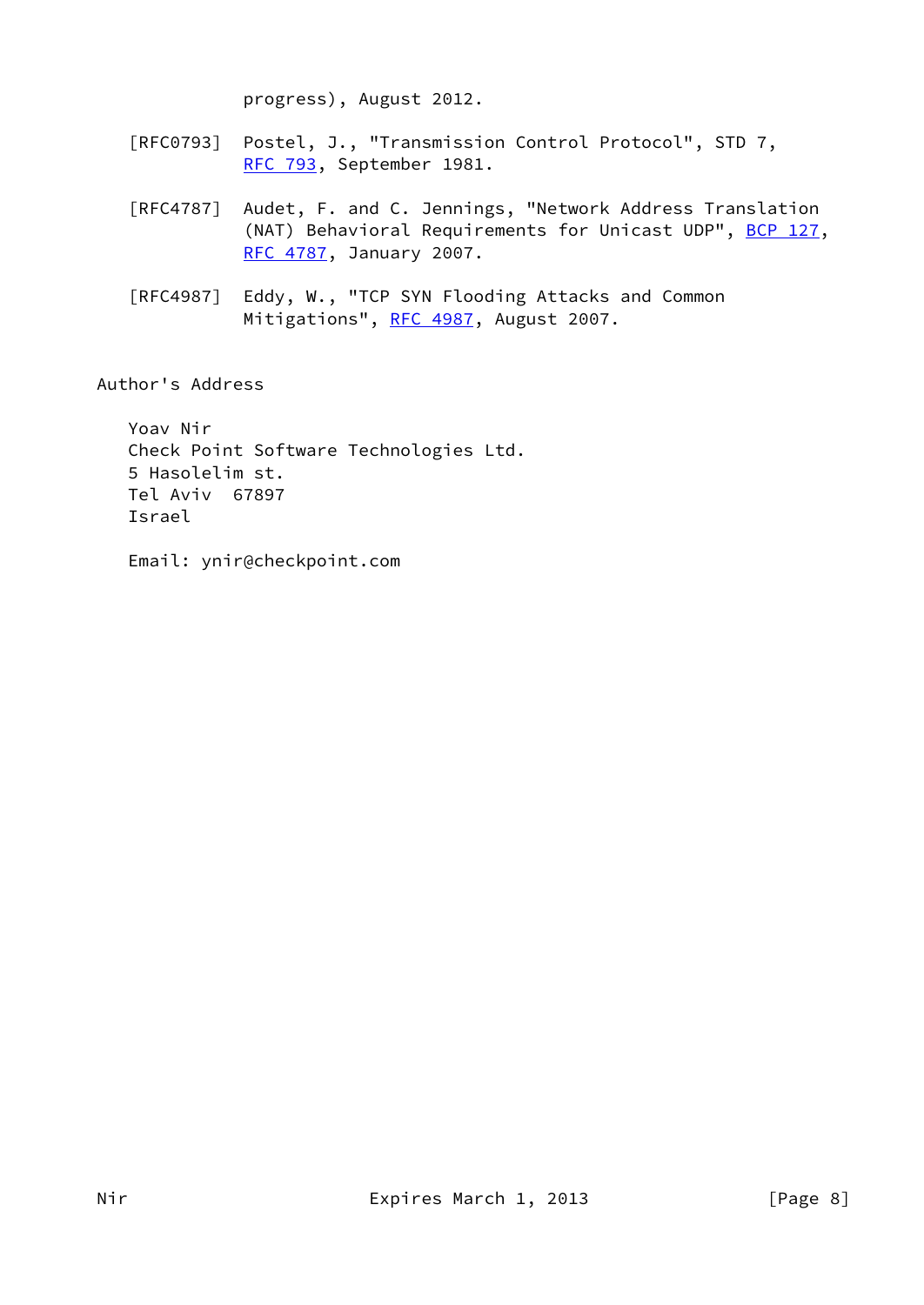progress), August 2012.

[RFC0793] Postel, J., "Transmission Control Protocol", STD 7, RFC 793, September 1981.

[RFC4787] Audet, F. and C. Jennings, "Network Address Translation (NAT) Behavioral Requirements for Unicast UDP", BCP 127, RFC 4787, January 2007.

[RFC4987] Eddy, W., "TCP SYN Flooding Attacks and Common Mitigations", RFC 4987, August 2007.

## Author's Address

Yoav Nir
Check Point Software Technologies Ltd.
5 Hasolelim st.
Tel Aviv 67897
Israel

Email: ynir@checkpoint.com